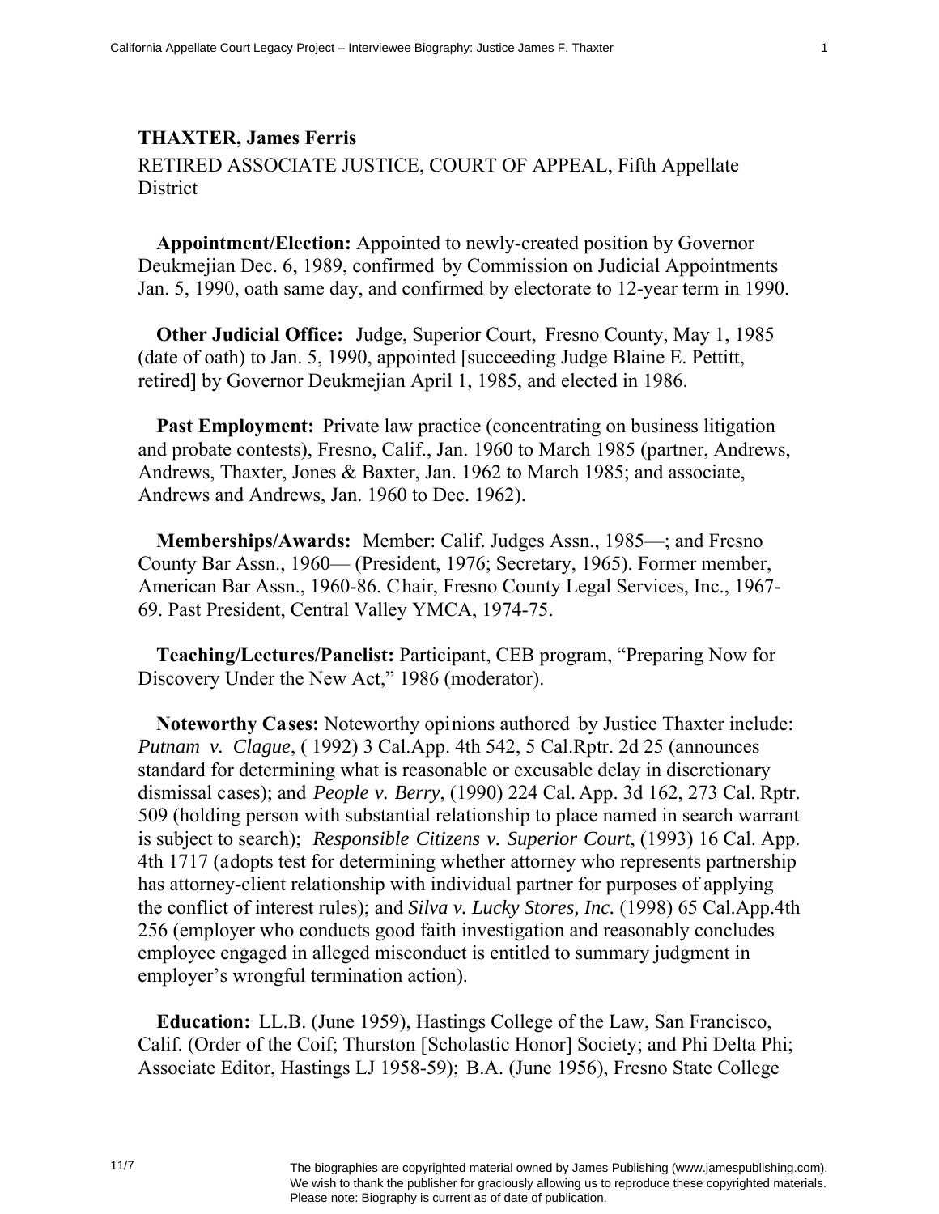**THAXTER, James Ferris**

RETIRED ASSOCIATE JUSTICE, COURT OF APPEAL, Fifth Appellate District

**Appointment/Election:** Appointed to newly-created position by Governor Deukmejian Dec. 6, 1989, confirmed by Commission on Judicial Appointments Jan. 5, 1990, oath same day, and confirmed by electorate to 12-year term in 1990.

**Other Judicial Office:** Judge, Superior Court, Fresno County, May 1, 1985 (date of oath) to Jan. 5, 1990, appointed [succeeding Judge Blaine E. Pettitt, retired] by Governor Deukmejian April 1, 1985, and elected in 1986.

**Past Employment:** Private law practice (concentrating on business litigation and probate contests), Fresno, Calif., Jan. 1960 to March 1985 (partner, Andrews, Andrews, Thaxter, Jones & Baxter, Jan. 1962 to March 1985; and associate, Andrews and Andrews, Jan. 1960 to Dec. 1962).

**Memberships/Awards:** Member: Calif. Judges Assn., 1985—; and Fresno County Bar Assn., 1960— (President, 1976; Secretary, 1965). Former member, American Bar Assn., 1960-86. Chair, Fresno County Legal Services, Inc., 1967-69. Past President, Central Valley YMCA, 1974-75.

**Teaching/Lectures/Panelist:** Participant, CEB program, "Preparing Now for Discovery Under the New Act," 1986 (moderator).

**Noteworthy Cases:** Noteworthy opinions authored by Justice Thaxter include: *Putnam v. Clague*, ( 1992) 3 Cal.App. 4th 542, 5 Cal.Rptr. 2d 25 (announces standard for determining what is reasonable or excusable delay in discretionary dismissal cases); and *People v. Berry*, (1990) 224 Cal. App. 3d 162, 273 Cal. Rptr. 509 (holding person with substantial relationship to place named in search warrant is subject to search); *Responsible Citizens v. Superior Court*, (1993) 16 Cal. App. 4th 1717 (adopts test for determining whether attorney who represents partnership has attorney-client relationship with individual partner for purposes of applying the conflict of interest rules); and *Silva v. Lucky Stores, Inc.* (1998) 65 Cal.App.4th 256 (employer who conducts good faith investigation and reasonably concludes employee engaged in alleged misconduct is entitled to summary judgment in employer's wrongful termination action).

**Education:** LL.B. (June 1959), Hastings College of the Law, San Francisco, Calif. (Order of the Coif; Thurston [Scholastic Honor] Society; and Phi Delta Phi; Associate Editor, Hastings LJ 1958-59); B.A. (June 1956), Fresno State College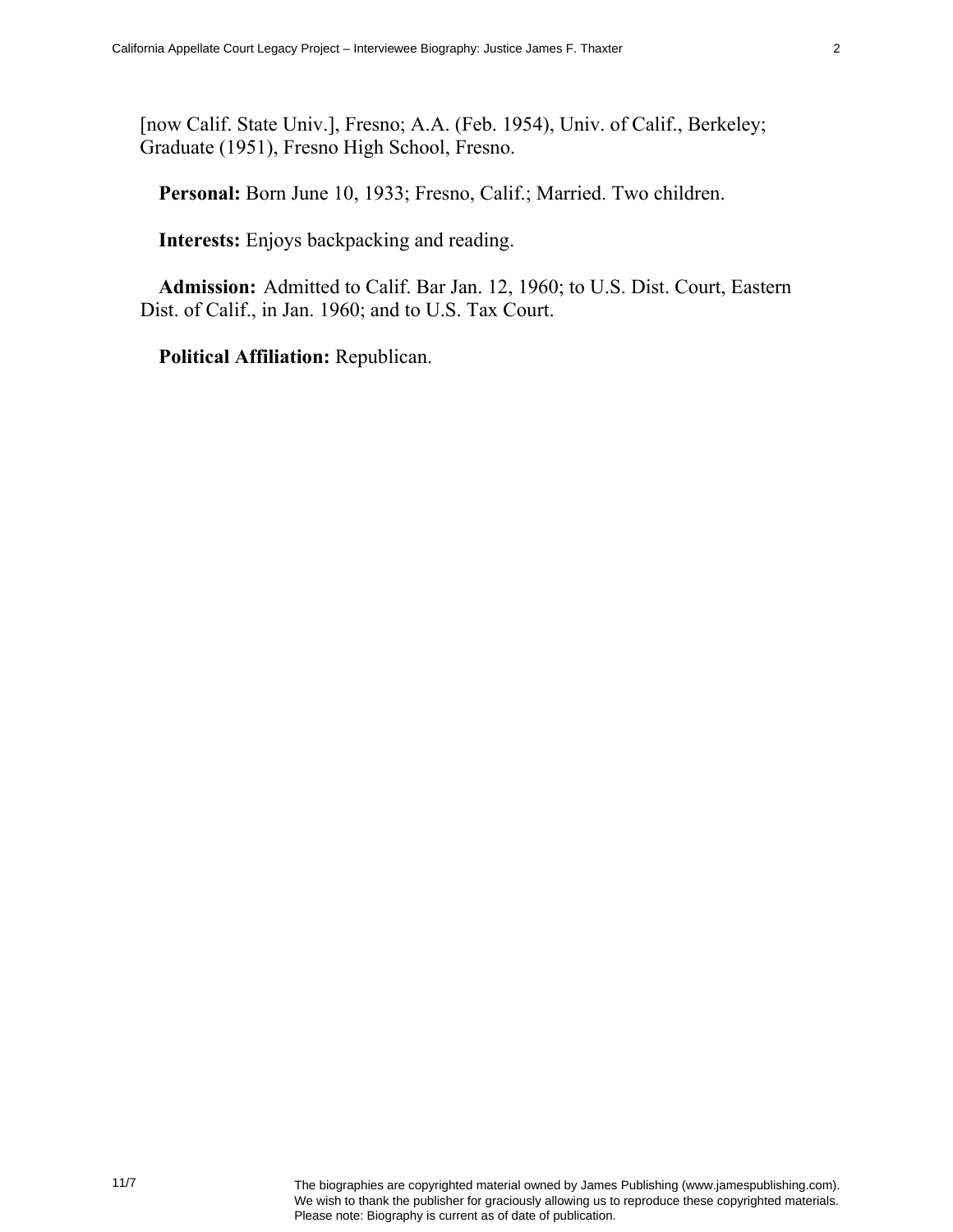[now Calif. State Univ.], Fresno; A.A. (Feb. 1954), Univ. of Calif., Berkeley; Graduate (1951), Fresno High School, Fresno.

**Personal:** Born June 10, 1933; Fresno, Calif.; Married. Two children.

**Interests:** Enjoys backpacking and reading.

**Admission:** Admitted to Calif. Bar Jan. 12, 1960; to U.S. Dist. Court, Eastern Dist. of Calif., in Jan. 1960; and to U.S. Tax Court.

**Political Affiliation:** Republican.

The biographies are copyrighted material owned by James Publishing (www.jamespublishing.com). We wish to thank the publisher for graciously allowing us to reproduce these copyrighted materials. Please note: Biography is current as of date of publication.